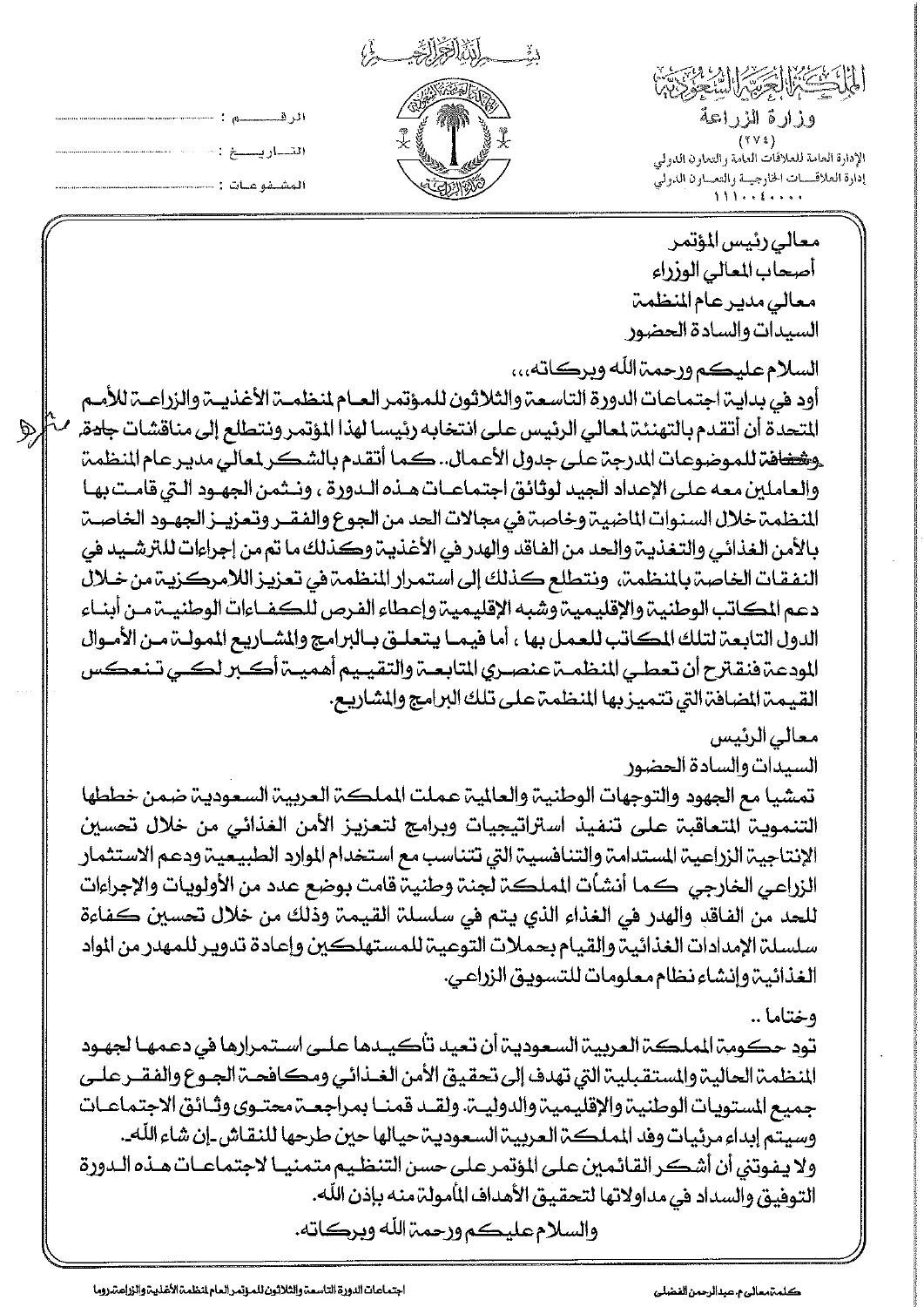بسم الله الرحمن الرحيم

المملكة العربية السعودية
وزارة الزراعة
(٢٧٤)
الإدارة العامة للعلاقات العامة والتعاون الدولي
إدارة العلاقات الخارجية والتعاون الدولي
١١١٠٠٤٠٠٠٠

الرقم :
التاريخ :
المشفوعات :

معالي رئيس المؤتمر
أصحاب المعالي الوزراء
معالي مدير عام المنظمة
السيدات والسادة الحضور

السلام عليكم ورحمة الله وبركاته،،،

أود في بداية اجتماعات الدورة التاسعة والثلاثون للمؤتمر العام لمنظمة الأغذية والزراعة للأمم المتحدة أن أتقدم بالتهنئة لمعالي الرئيس على انتخابه رئيسا لهذا المؤتمر ونتطلع إلى مناقشات جادة وشفافة للموضوعات المدرجة على جدول الأعمال.. كما أتقدم بالشكر لمعالي مدير عام المنظمة والعاملين معه على الإعداد الجيد لوثائق اجتماعات هذه الدورة ، ونثمن الجهود التي قامت بها المنظمة خلال السنوات الماضية وخاصة في مجالات الحد من الجوع والفقر وتعزيز الجهود الخاصة بالأمن الغذائي والتغذية والحد من الفاقد والهدر في الأغذية وكذلك ما تم من إجراءات للترشيد في النفقات الخاصة بالمنظمة، ونتطلع كذلك إلى استمرار المنظمة في تعزيز اللامركزية من خلال دعم المكاتب الوطنية والإقليمية وشبه الإقليمية وإعطاء الفرص للكفاءات الوطنية من أبناء الدول التابعة لتلك المكاتب للعمل بها ، أما فيما يتعلق بالبرامج والمشاريع الممولة من الأموال المودعة فنقترح أن تعطي المنظمة عنصري المتابعة والتقييم أهمية أكبر لكي تنعكس القيمة المضافة التي تتميز بها المنظمة على تلك البرامج والمشاريع.

معالي الرئيس
السيدات والسادة الحضور

تمشيا مع الجهود والتوجهات الوطنية والعالمية عملت المملكة العربية السعودية ضمن خططها التنموية المتعاقبة على تنفيذ استراتيجيات وبرامج لتعزيز الأمن الغذائي من خلال تحسين الإنتاجية الزراعية المستدامة والتنافسية التي تتناسب مع استخدام الموارد الطبيعية ودعم الاستثمار الزراعي الخارجي كما أنشأت المملكة لجنة وطنية قامت بوضع عدد من الأولويات والإجراءات للحد من الفاقد والهدر في الغذاء الذي يتم في سلسلة القيمة وذلك من خلال تحسين كفاءة سلسلة الإمدادات الغذائية والقيام بحملات التوعية للمستهلكين وإعادة تدوير للمهدر من المواد الغذائية وإنشاء نظام معلومات للتسويق الزراعي.

وختاما ..

تود حكومة المملكة العربية السعودية أن تعيد تأكيدها على استمرارها في دعمها لجهود المنظمة الحالية والمستقبلية التي تهدف إلى تحقيق الأمن الغذائي ومكافحة الجوع والفقر على جميع المستويات الوطنية والإقليمية والدولية. ولقد قمنا بمراجعة محتوى وثائق الاجتماعات وسيتم إبداء مرئيات وفد المملكة العربية السعودية حيالها حين طرحها للنقاش-إن شاء الله-.

ولا يفوتني أن أشكر القائمين على المؤتمر على حسن التنظيم متمنيا لاجتماعات هذه الدورة التوفيق والسداد في مداولاتها لتحقيق الأهداف المأمولة منه بإذن الله.

والسلام عليكم ورحمة الله وبركاته.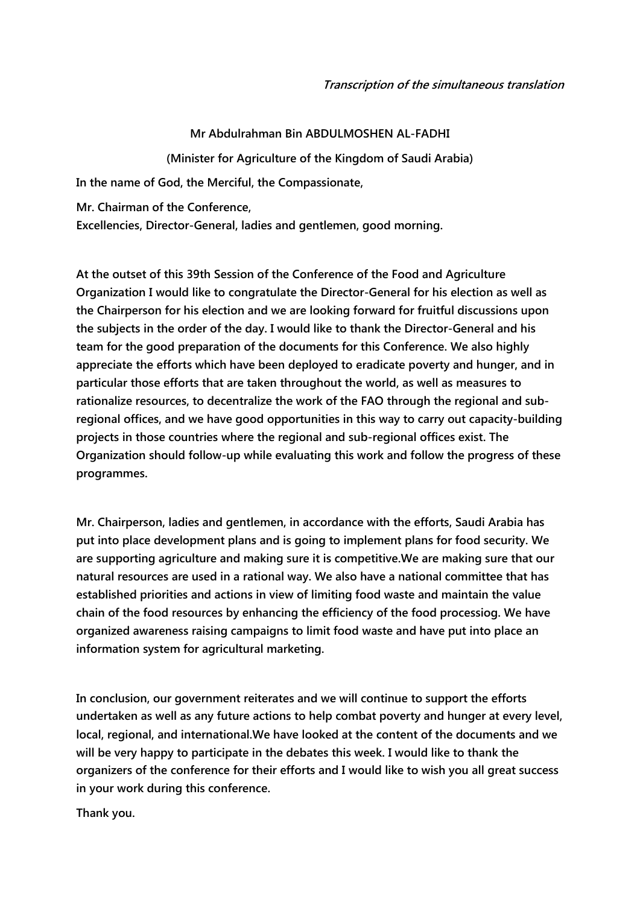*Transcription of the simultaneous translation*

**Mr Abdulrahman Bin ABDULMOSHEN AL-FADHI**

**(Minister for Agriculture of the Kingdom of Saudi Arabia)**

**In the name of God, the Merciful, the Compassionate,**

**Mr. Chairman of the Conference,**
**Excellencies, Director-General, ladies and gentlemen, good morning.**

**At the outset of this 39th Session of the Conference of the Food and Agriculture Organization I would like to congratulate the Director-General for his election as well as the Chairperson for his election and we are looking forward for fruitful discussions upon the subjects in the order of the day. I would like to thank the Director-General and his team for the good preparation of the documents for this Conference. We also highly appreciate the efforts which have been deployed to eradicate poverty and hunger, and in particular those efforts that are taken throughout the world, as well as measures to rationalize resources, to decentralize the work of the FAO through the regional and sub-regional offices, and we have good opportunities in this way to carry out capacity-building projects in those countries where the regional and sub-regional offices exist. The Organization should follow-up while evaluating this work and follow the progress of these programmes.**

**Mr. Chairperson, ladies and gentlemen, in accordance with the efforts, Saudi Arabia has put into place development plans and is going to implement plans for food security. We are supporting agriculture and making sure it is competitive.We are making sure that our natural resources are used in a rational way. We also have a national committee that has established priorities and actions in view of limiting food waste and maintain the value chain of the food resources by enhancing the efficiency of the food processiog. We have organized awareness raising campaigns to limit food waste and have put into place an information system for agricultural marketing.**

**In conclusion, our government reiterates and we will continue to support the efforts undertaken as well as any future actions to help combat poverty and hunger at every level, local, regional, and international.We have looked at the content of the documents and we will be very happy to participate in the debates this week. I would like to thank the organizers of the conference for their efforts and I would like to wish you all great success in your work during this conference.**

**Thank you.**